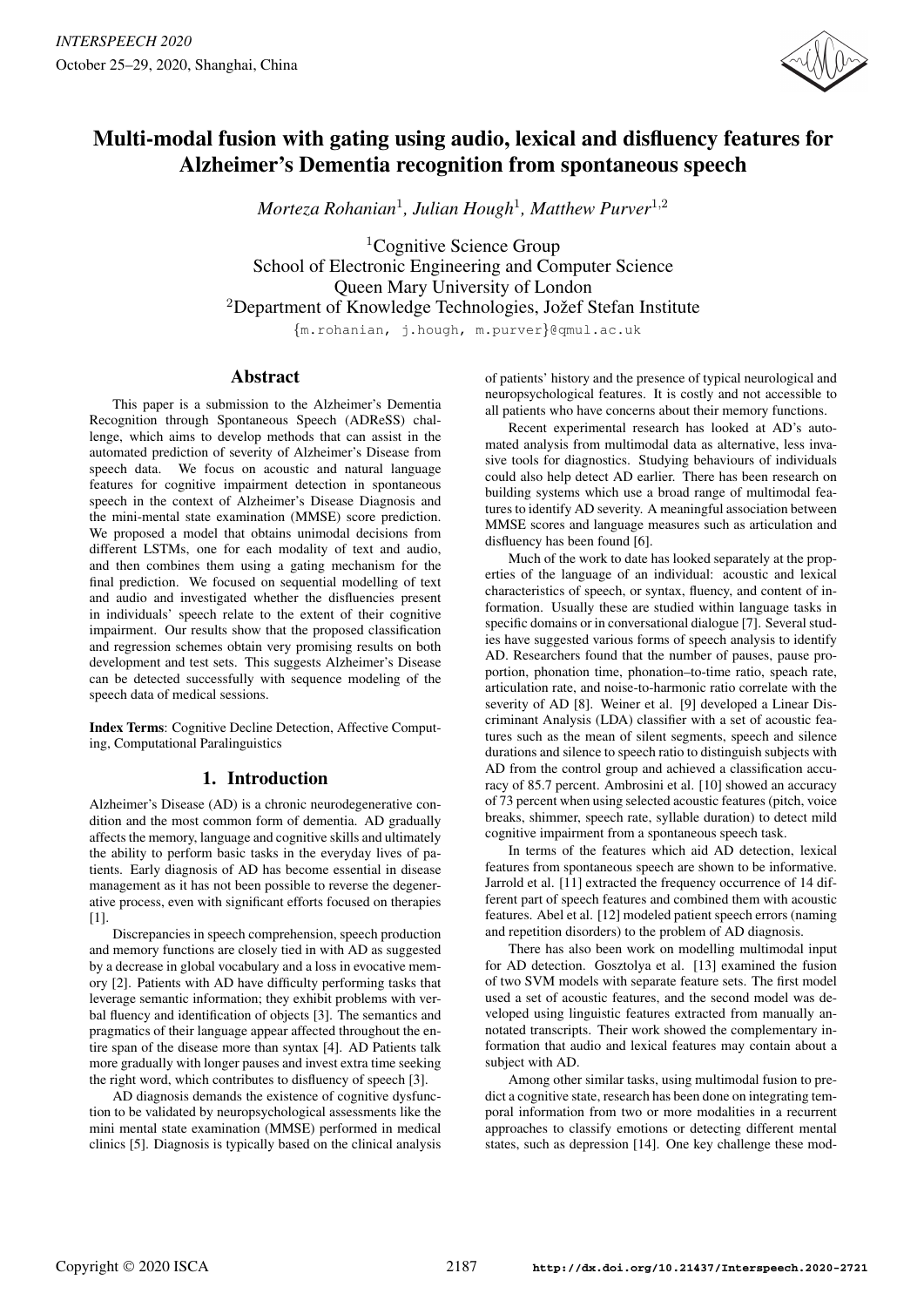# Multi-modal fusion with gating using audio, lexical and disfluency features for Alzheimer's Dementia recognition from spontaneous speech

*Morteza Rohanian*[1], *Julian Hough*[1], *Matthew Purver*[1,2]

[1]Cognitive Science Group
School of Electronic Engineering and Computer Science
Queen Mary University of London
[2]Department of Knowledge Technologies, Jožef Stefan Institute

{m.rohanian, j.hough, m.purver}@qmul.ac.uk

## Abstract

This paper is a submission to the Alzheimer's Dementia Recognition through Spontaneous Speech (ADReSS) challenge, which aims to develop methods that can assist in the automated prediction of severity of Alzheimer's Disease from speech data. We focus on acoustic and natural language features for cognitive impairment detection in spontaneous speech in the context of Alzheimer's Disease Diagnosis and the mini-mental state examination (MMSE) score prediction. We proposed a model that obtains unimodal decisions from different LSTMs, one for each modality of text and audio, and then combines them using a gating mechanism for the final prediction. We focused on sequential modelling of text and audio and investigated whether the disfluencies present in individuals' speech relate to the extent of their cognitive impairment. Our results show that the proposed classification and regression schemes obtain very promising results on both development and test sets. This suggests Alzheimer's Disease can be detected successfully with sequence modeling of the speech data of medical sessions.

**Index Terms**: Cognitive Decline Detection, Affective Computing, Computational Paralinguistics

## 1. Introduction

Alzheimer's Disease (AD) is a chronic neurodegenerative condition and the most common form of dementia. AD gradually affects the memory, language and cognitive skills and ultimately the ability to perform basic tasks in the everyday lives of patients. Early diagnosis of AD has become essential in disease management as it has not been possible to reverse the degenerative process, even with significant efforts focused on therapies [1].

Discrepancies in speech comprehension, speech production and memory functions are closely tied in with AD as suggested by a decrease in global vocabulary and a loss in evocative memory [2]. Patients with AD have difficulty performing tasks that leverage semantic information; they exhibit problems with verbal fluency and identification of objects [3]. The semantics and pragmatics of their language appear affected throughout the entire span of the disease more than syntax [4]. AD Patients talk more gradually with longer pauses and invest extra time seeking the right word, which contributes to disfluency of speech [3].

AD diagnosis demands the existence of cognitive dysfunction to be validated by neuropsychological assessments like the mini mental state examination (MMSE) performed in medical clinics [5]. Diagnosis is typically based on the clinical analysis of patients' history and the presence of typical neurological and neuropsychological features. It is costly and not accessible to all patients who have concerns about their memory functions.

Recent experimental research has looked at AD's automated analysis from multimodal data as alternative, less invasive tools for diagnostics. Studying behaviours of individuals could also help detect AD earlier. There has been research on building systems which use a broad range of multimodal features to identify AD severity. A meaningful association between MMSE scores and language measures such as articulation and disfluency has been found [6].

Much of the work to date has looked separately at the properties of the language of an individual: acoustic and lexical characteristics of speech, or syntax, fluency, and content of information. Usually these are studied within language tasks in specific domains or in conversational dialogue [7]. Several studies have suggested various forms of speech analysis to identify AD. Researchers found that the number of pauses, pause proportion, phonation time, phonation–to-time ratio, speach rate, articulation rate, and noise-to-harmonic ratio correlate with the severity of AD [8]. Weiner et al. [9] developed a Linear Discriminant Analysis (LDA) classifier with a set of acoustic features such as the mean of silent segments, speech and silence durations and silence to speech ratio to distinguish subjects with AD from the control group and achieved a classification accuracy of 85.7 percent. Ambrosini et al. [10] showed an accuracy of 73 percent when using selected acoustic features (pitch, voice breaks, shimmer, speech rate, syllable duration) to detect mild cognitive impairment from a spontaneous speech task.

In terms of the features which aid AD detection, lexical features from spontaneous speech are shown to be informative. Jarrold et al. [11] extracted the frequency occurrence of 14 different part of speech features and combined them with acoustic features. Abel et al. [12] modeled patient speech errors (naming and repetition disorders) to the problem of AD diagnosis.

There has also been work on modelling multimodal input for AD detection. Gosztolya et al. [13] examined the fusion of two SVM models with separate feature sets. The first model used a set of acoustic features, and the second model was developed using linguistic features extracted from manually annotated transcripts. Their work showed the complementary information that audio and lexical features may contain about a subject with AD.

Among other similar tasks, using multimodal fusion to predict a cognitive state, research has been done on integrating temporal information from two or more modalities in a recurrent approaches to classify emotions or detecting different mental states, such as depression [14]. One key challenge these mod-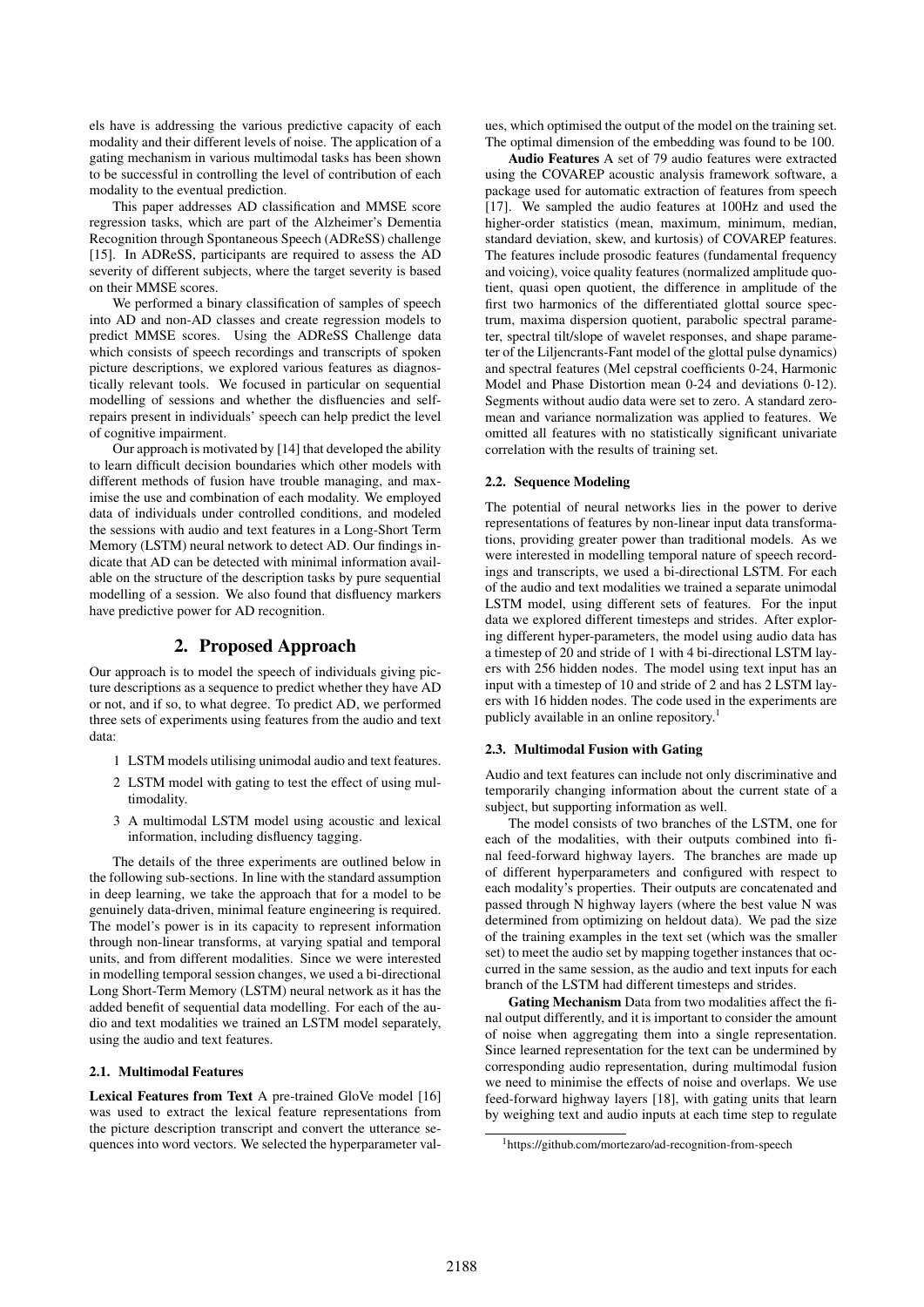els have is addressing the various predictive capacity of each modality and their different levels of noise. The application of a gating mechanism in various multimodal tasks has been shown to be successful in controlling the level of contribution of each modality to the eventual prediction.

This paper addresses AD classification and MMSE score regression tasks, which are part of the Alzheimer's Dementia Recognition through Spontaneous Speech (ADReSS) challenge [15]. In ADReSS, participants are required to assess the AD severity of different subjects, where the target severity is based on their MMSE scores.

We performed a binary classification of samples of speech into AD and non-AD classes and create regression models to predict MMSE scores. Using the ADReSS Challenge data which consists of speech recordings and transcripts of spoken picture descriptions, we explored various features as diagnostically relevant tools. We focused in particular on sequential modelling of sessions and whether the disfluencies and self-repairs present in individuals' speech can help predict the level of cognitive impairment.

Our approach is motivated by [14] that developed the ability to learn difficult decision boundaries which other models with different methods of fusion have trouble managing, and maximise the use and combination of each modality. We employed data of individuals under controlled conditions, and modeled the sessions with audio and text features in a Long-Short Term Memory (LSTM) neural network to detect AD. Our findings indicate that AD can be detected with minimal information available on the structure of the description tasks by pure sequential modelling of a session. We also found that disfluency markers have predictive power for AD recognition.

## 2. Proposed Approach

Our approach is to model the speech of individuals giving picture descriptions as a sequence to predict whether they have AD or not, and if so, to what degree. To predict AD, we performed three sets of experiments using features from the audio and text data:

1. LSTM models utilising unimodal audio and text features.
2. LSTM model with gating to test the effect of using multimodality.
3. A multimodal LSTM model using acoustic and lexical information, including disfluency tagging.

The details of the three experiments are outlined below in the following sub-sections. In line with the standard assumption in deep learning, we take the approach that for a model to be genuinely data-driven, minimal feature engineering is required. The model's power is in its capacity to represent information through non-linear transforms, at varying spatial and temporal units, and from different modalities. Since we were interested in modelling temporal session changes, we used a bi-directional Long Short-Term Memory (LSTM) neural network as it has the added benefit of sequential data modelling. For each of the audio and text modalities we trained an LSTM model separately, using the audio and text features.

### 2.1. Multimodal Features

**Lexical Features from Text** A pre-trained GloVe model [16] was used to extract the lexical feature representations from the picture description transcript and convert the utterance sequences into word vectors. We selected the hyperparameter values, which optimised the output of the model on the training set. The optimal dimension of the embedding was found to be 100.

**Audio Features** A set of 79 audio features were extracted using the COVAREP acoustic analysis framework software, a package used for automatic extraction of features from speech [17]. We sampled the audio features at 100Hz and used the higher-order statistics (mean, maximum, minimum, median, standard deviation, skew, and kurtosis) of COVAREP features. The features include prosodic features (fundamental frequency and voicing), voice quality features (normalized amplitude quotient, quasi open quotient, the difference in amplitude of the first two harmonics of the differentiated glottal source spectrum, maxima dispersion quotient, parabolic spectral parameter, spectral tilt/slope of wavelet responses, and shape parameter of the Liljencrants-Fant model of the glottal pulse dynamics) and spectral features (Mel cepstral coefficients 0-24, Harmonic Model and Phase Distortion mean 0-24 and deviations 0-12). Segments without audio data were set to zero. A standard zero-mean and variance normalization was applied to features. We omitted all features with no statistically significant univariate correlation with the results of training set.

### 2.2. Sequence Modeling

The potential of neural networks lies in the power to derive representations of features by non-linear input data transformations, providing greater power than traditional models. As we were interested in modelling temporal nature of speech recordings and transcripts, we used a bi-directional LSTM. For each of the audio and text modalities we trained a separate unimodal LSTM model, using different sets of features. For the input data we explored different timesteps and strides. After exploring different hyper-parameters, the model using audio data has a timestep of 20 and stride of 1 with 4 bi-directional LSTM layers with 256 hidden nodes. The model using text input has an input with a timestep of 10 and stride of 2 and has 2 LSTM layers with 16 hidden nodes. The code used in the experiments are publicly available in an online repository.[1]

### 2.3. Multimodal Fusion with Gating

Audio and text features can include not only discriminative and temporarily changing information about the current state of a subject, but supporting information as well.

The model consists of two branches of the LSTM, one for each of the modalities, with their outputs combined into final feed-forward highway layers. The branches are made up of different hyperparameters and configured with respect to each modality's properties. Their outputs are concatenated and passed through N highway layers (where the best value N was determined from optimizing on heldout data). We pad the size of the training examples in the text set (which was the smaller set) to meet the audio set by mapping together instances that occurred in the same session, as the audio and text inputs for each branch of the LSTM had different timesteps and strides.

**Gating Mechanism** Data from two modalities affect the final output differently, and it is important to consider the amount of noise when aggregating them into a single representation. Since learned representation for the text can be undermined by corresponding audio representation, during multimodal fusion we need to minimise the effects of noise and overlaps. We use feed-forward highway layers [18], with gating units that learn by weighing text and audio inputs at each time step to regulate

[1] https://github.com/mortezaro/ad-recognition-from-speech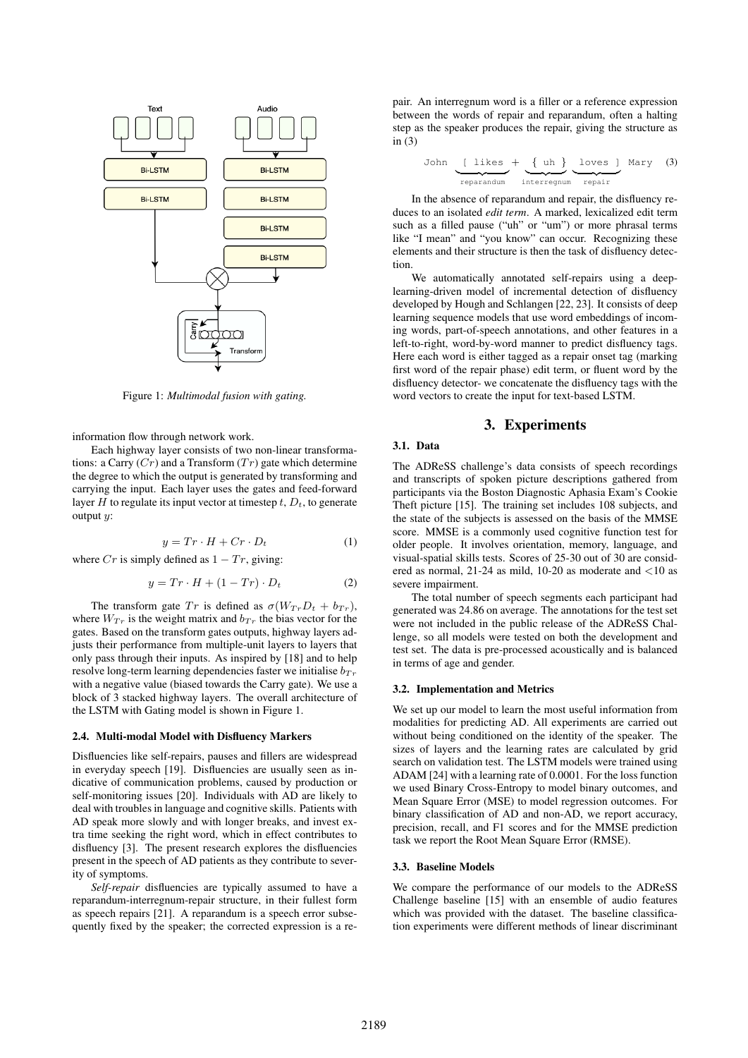Figure 1: *Multimodal fusion with gating.*

information flow through network work.

Each highway layer consists of two non-linear transformations: a Carry ($Cr$) and a Transform ($Tr$) gate which determine the degree to which the output is generated by transforming and carrying the input. Each layer uses the gates and feed-forward layer $H$ to regulate its input vector at timestep $t$, $D_t$, to generate output $y$:

$$y = Tr \cdot H + Cr \cdot D_t \tag{1}$$

where $Cr$ is simply defined as $1 - Tr$, giving:

$$y = Tr \cdot H + (1 - Tr) \cdot D_t \tag{2}$$

The transform gate $Tr$ is defined as $\sigma(W_{Tr} D_t + b_{Tr})$, where $W_{Tr}$ is the weight matrix and $b_{Tr}$ the bias vector for the gates. Based on the transform gates outputs, highway layers adjusts their performance from multiple-unit layers to layers that only pass through their inputs. As inspired by [18] and to help resolve long-term learning dependencies faster we initialise $b_{Tr}$ with a negative value (biased towards the Carry gate). We use a block of 3 stacked highway layers. The overall architecture of the LSTM with Gating model is shown in Figure 1.

### 2.4. Multi-modal Model with Disfluency Markers

Disfluencies like self-repairs, pauses and fillers are widespread in everyday speech [19]. Disfluencies are usually seen as indicative of communication problems, caused by production or self-monitoring issues [20]. Individuals with AD are likely to deal with troubles in language and cognitive skills. Patients with AD speak more slowly and with longer breaks, and invest extra time seeking the right word, which in effect contributes to disfluency [3]. The present research explores the disfluencies present in the speech of AD patients as they contribute to severity of symptoms.

*Self-repair* disfluencies are typically assumed to have a reparandum-interregnum-repair structure, in their fullest form as speech repairs [21]. A reparandum is a speech error subsequently fixed by the speaker; the corrected expression is a repair. An interregnum word is a filler or a reference expression between the words of repair and reparandum, often a halting step as the speaker produces the repair, giving the structure as in (3)

$$\texttt{John}\ \underbrace{\texttt{[ likes}}_{\text{reparandum}} + \underbrace{\{\ \texttt{uh}\ \}}_{\text{interregnum}}\ \underbrace{\texttt{loves}}_{\text{repair}}\ \texttt{]}\ \texttt{Mary} \tag{3}$$

In the absence of reparandum and repair, the disfluency reduces to an isolated *edit term*. A marked, lexicalized edit term such as a filled pause ("uh" or "um") or more phrasal terms like "I mean" and "you know" can occur. Recognizing these elements and their structure is then the task of disfluency detection.

We automatically annotated self-repairs using a deep-learning-driven model of incremental detection of disfluency developed by Hough and Schlangen [22, 23]. It consists of deep learning sequence models that use word embeddings of incoming words, part-of-speech annotations, and other features in a left-to-right, word-by-word manner to predict disfluency tags. Here each word is either tagged as a repair onset tag (marking first word of the repair phase) edit term, or fluent word by the disfluency detector- we concatenate the disfluency tags with the word vectors to create the input for text-based LSTM.

## 3. Experiments

### 3.1. Data

The ADReSS challenge's data consists of speech recordings and transcripts of spoken picture descriptions gathered from participants via the Boston Diagnostic Aphasia Exam's Cookie Theft picture [15]. The training set includes 108 subjects, and the state of the subjects is assessed on the basis of the MMSE score. MMSE is a commonly used cognitive function test for older people. It involves orientation, memory, language, and visual-spatial skills tests. Scores of 25-30 out of 30 are considered as normal, 21-24 as mild, 10-20 as moderate and <10 as severe impairment.

The total number of speech segments each participant had generated was 24.86 on average. The annotations for the test set were not included in the public release of the ADReSS Challenge, so all models were tested on both the development and test set. The data is pre-processed acoustically and is balanced in terms of age and gender.

### 3.2. Implementation and Metrics

We set up our model to learn the most useful information from modalities for predicting AD. All experiments are carried out without being conditioned on the identity of the speaker. The sizes of layers and the learning rates are calculated by grid search on validation test. The LSTM models were trained using ADAM [24] with a learning rate of 0.0001. For the loss function we used Binary Cross-Entropy to model binary outcomes, and Mean Square Error (MSE) to model regression outcomes. For binary classification of AD and non-AD, we report accuracy, precision, recall, and F1 scores and for the MMSE prediction task we report the Root Mean Square Error (RMSE).

### 3.3. Baseline Models

We compare the performance of our models to the ADReSS Challenge baseline [15] with an ensemble of audio features which was provided with the dataset. The baseline classification experiments were different methods of linear discriminant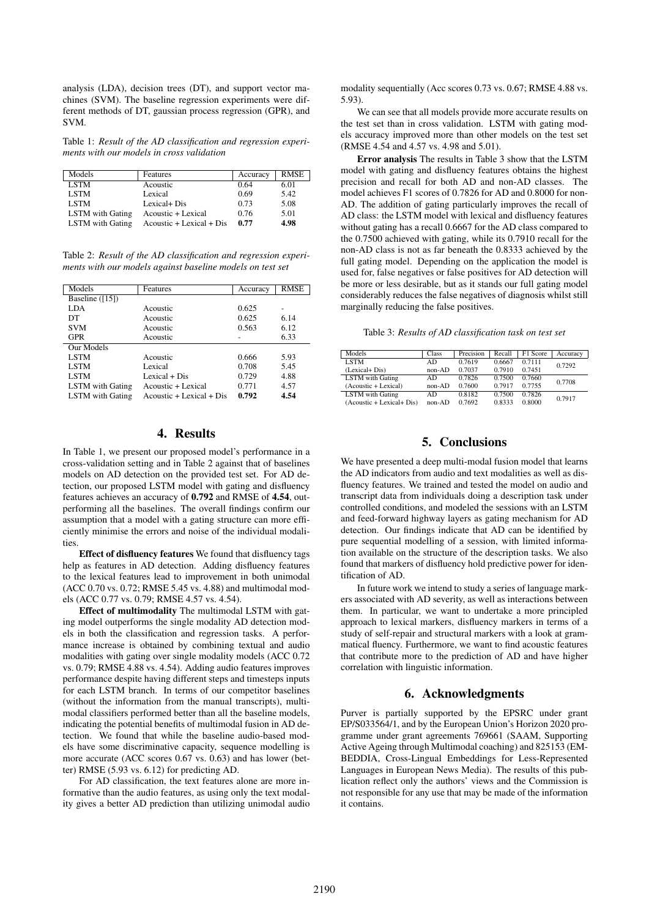analysis (LDA), decision trees (DT), and support vector machines (SVM). The baseline regression experiments were different methods of DT, gaussian process regression (GPR), and SVM.

Table 1: *Result of the AD classification and regression experiments with our models in cross validation*

| Models | Features | Accuracy | RMSE |
|---|---|---|---|
| LSTM | Acoustic | 0.64 | 6.01 |
| LSTM | Lexical | 0.69 | 5.42 |
| LSTM | Lexical+ Dis | 0.73 | 5.08 |
| LSTM with Gating | Acoustic + Lexical | 0.76 | 5.01 |
| LSTM with Gating | Acoustic + Lexical + Dis | **0.77** | **4.98** |

Table 2: *Result of the AD classification and regression experiments with our models against baseline models on test set*

| Models | Features | Accuracy | RMSE |
|---|---|---|---|
| Baseline ([15]) | | | |
| LDA | Acoustic | 0.625 | - |
| DT | Acoustic | 0.625 | 6.14 |
| SVM | Acoustic | 0.563 | 6.12 |
| GPR | Acoustic | - | 6.33 |
| Our Models | | | |
| LSTM | Acoustic | 0.666 | 5.93 |
| LSTM | Lexical | 0.708 | 5.45 |
| LSTM | Lexical + Dis | 0.729 | 4.88 |
| LSTM with Gating | Acoustic + Lexical | 0.771 | 4.57 |
| LSTM with Gating | Acoustic + Lexical + Dis | **0.792** | **4.54** |

## 4. Results

In Table 1, we present our proposed model's performance in a cross-validation setting and in Table 2 against that of baselines models on AD detection on the provided test set. For AD detection, our proposed LSTM model with gating and disfluency features achieves an accuracy of **0.792** and RMSE of **4.54**, outperforming all the baselines. The overall findings confirm our assumption that a model with a gating structure can more efficiently minimise the errors and noise of the individual modalities.

**Effect of disfluency features** We found that disfluency tags help as features in AD detection. Adding disfluency features to the lexical features lead to improvement in both unimodal (ACC 0.70 vs. 0.72; RMSE 5.45 vs. 4.88) and multimodal models (ACC 0.77 vs. 0.79; RMSE 4.57 vs. 4.54).

**Effect of multimodality** The multimodal LSTM with gating model outperforms the single modality AD detection models in both the classification and regression tasks. A performance increase is obtained by combining textual and audio modalities with gating over single modality models (ACC 0.72 vs. 0.79; RMSE 4.88 vs. 4.54). Adding audio features improves performance despite having different steps and timesteps inputs for each LSTM branch. In terms of our competitor baselines (without the information from the manual transcripts), multimodal classifiers performed better than all the baseline models, indicating the potential benefits of multimodal fusion in AD detection. We found that while the baseline audio-based models have some discriminative capacity, sequence modelling is more accurate (ACC scores 0.67 vs. 0.63) and has lower (better) RMSE (5.93 vs. 6.12) for predicting AD.

For AD classification, the text features alone are more informative than the audio features, as using only the text modality gives a better AD prediction than utilizing unimodal audio modality sequentially (Acc scores 0.73 vs. 0.67; RMSE 4.88 vs. 5.93).

We can see that all models provide more accurate results on the test set than in cross validation. LSTM with gating models accuracy improved more than other models on the test set (RMSE 4.54 and 4.57 vs. 4.98 and 5.01).

**Error analysis** The results in Table 3 show that the LSTM model with gating and disfluency features obtains the highest precision and recall for both AD and non-AD classes. The model achieves F1 scores of 0.7826 for AD and 0.8000 for non-AD. The addition of gating particularly improves the recall of AD class: the LSTM model with lexical and disfluency features without gating has a recall 0.6667 for the AD class compared to the 0.7500 achieved with gating, while its 0.7910 recall for the non-AD class is not as far beneath the 0.8333 achieved by the full gating model. Depending on the application the model is used for, false negatives or false positives for AD detection will be more or less desirable, but as it stands our full gating model considerably reduces the false negatives of diagnosis whilst still marginally reducing the false positives.

Table 3: *Results of AD classification task on test set*

| Models | Class | Precision | Recall | F1 Score | Accuracy |
|---|---|---|---|---|---|
| LSTM | AD | 0.7619 | 0.6667 | 0.7111 | 0.7292 |
| (Lexical+ Dis) | non-AD | 0.7037 | 0.7910 | 0.7451 | |
| LSTM with Gating | AD | 0.7826 | 0.7500 | 0.7660 | 0.7708 |
| (Acoustic + Lexical) | non-AD | 0.7600 | 0.7917 | 0.7755 | |
| LSTM with Gating | AD | 0.8182 | 0.7500 | 0.7826 | 0.7917 |
| (Acoustic + Lexical+ Dis) | non-AD | 0.7692 | 0.8333 | 0.8000 | |

## 5. Conclusions

We have presented a deep multi-modal fusion model that learns the AD indicators from audio and text modalities as well as disfluency features. We trained and tested the model on audio and transcript data from individuals doing a description task under controlled conditions, and modeled the sessions with an LSTM and feed-forward highway layers as gating mechanism for AD detection. Our findings indicate that AD can be identified by pure sequential modelling of a session, with limited information available on the structure of the description tasks. We also found that markers of disfluency hold predictive power for identification of AD.

In future work we intend to study a series of language markers associated with AD severity, as well as interactions between them. In particular, we want to undertake a more principled approach to lexical markers, disfluency markers in terms of a study of self-repair and structural markers with a look at grammatical fluency. Furthermore, we want to find acoustic features that contribute more to the prediction of AD and have higher correlation with linguistic information.

## 6. Acknowledgments

Purver is partially supported by the EPSRC under grant EP/S033564/1, and by the European Union's Horizon 2020 programme under grant agreements 769661 (SAAM, Supporting Active Ageing through Multimodal coaching) and 825153 (EMBEDDIA, Cross-Lingual Embeddings for Less-Represented Languages in European News Media). The results of this publication reflect only the authors' views and the Commission is not responsible for any use that may be made of the information it contains.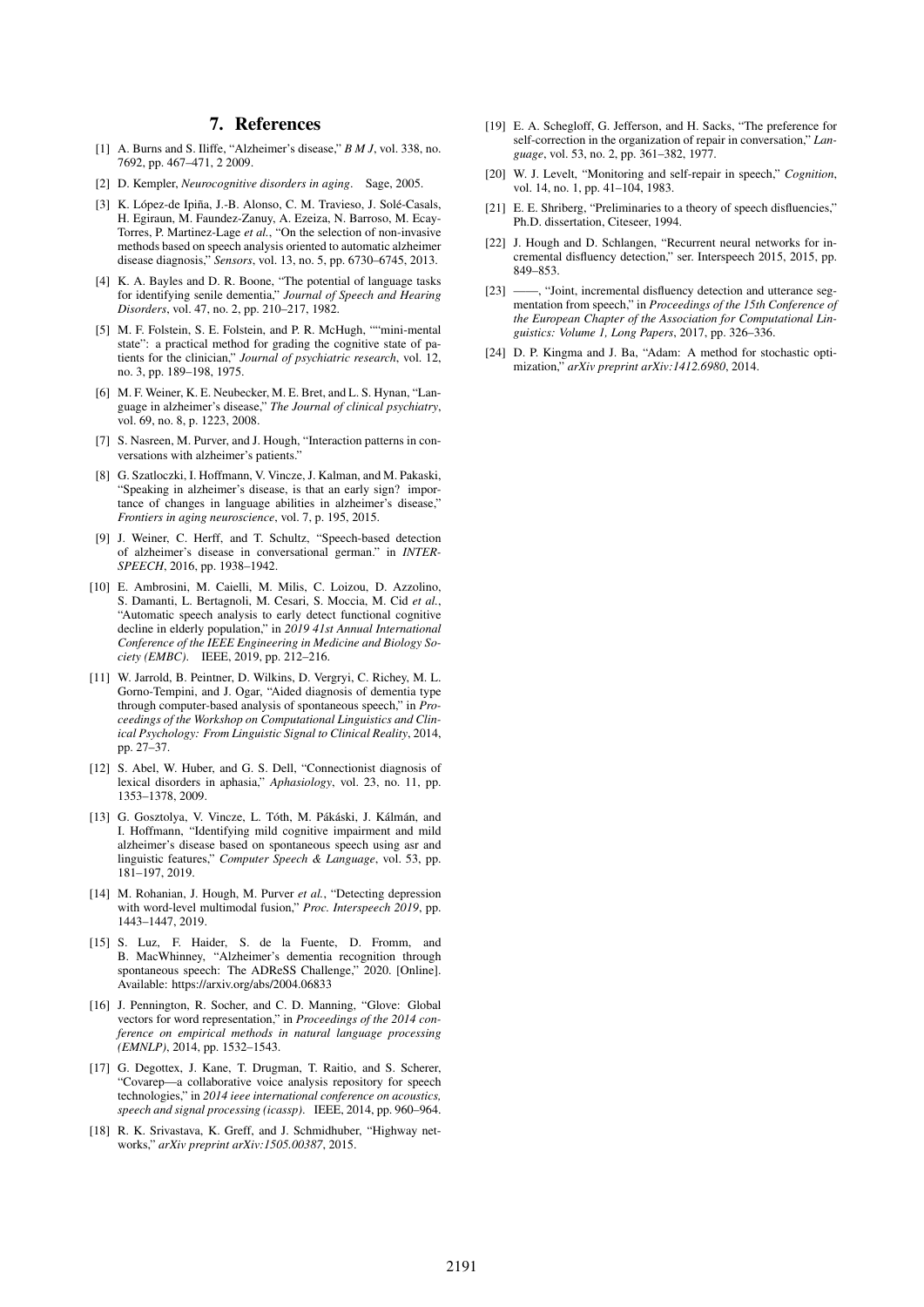## 7. References

[1] A. Burns and S. Iliffe, "Alzheimer's disease," *B M J*, vol. 338, no. 7692, pp. 467–471, 2 2009.

[2] D. Kempler, *Neurocognitive disorders in aging*. Sage, 2005.

[3] K. López-de Ipiña, J.-B. Alonso, C. M. Travieso, J. Solé-Casals, H. Egiraun, M. Faundez-Zanuy, A. Ezeiza, N. Barroso, M. Ecay-Torres, P. Martinez-Lage *et al.*, "On the selection of non-invasive methods based on speech analysis oriented to automatic alzheimer disease diagnosis," *Sensors*, vol. 13, no. 5, pp. 6730–6745, 2013.

[4] K. A. Bayles and D. R. Boone, "The potential of language tasks for identifying senile dementia," *Journal of Speech and Hearing Disorders*, vol. 47, no. 2, pp. 210–217, 1982.

[5] M. F. Folstein, S. E. Folstein, and P. R. McHugh, ""mini-mental state": a practical method for grading the cognitive state of patients for the clinician," *Journal of psychiatric research*, vol. 12, no. 3, pp. 189–198, 1975.

[6] M. F. Weiner, K. E. Neubecker, M. E. Bret, and L. S. Hynan, "Language in alzheimer's disease," *The Journal of clinical psychiatry*, vol. 69, no. 8, p. 1223, 2008.

[7] S. Nasreen, M. Purver, and J. Hough, "Interaction patterns in conversations with alzheimer's patients."

[8] G. Szatloczki, I. Hoffmann, V. Vincze, J. Kalman, and M. Pakaski, "Speaking in alzheimer's disease, is that an early sign? importance of changes in language abilities in alzheimer's disease," *Frontiers in aging neuroscience*, vol. 7, p. 195, 2015.

[9] J. Weiner, C. Herff, and T. Schultz, "Speech-based detection of alzheimer's disease in conversational german." in *INTERSPEECH*, 2016, pp. 1938–1942.

[10] E. Ambrosini, M. Caielli, M. Milis, C. Loizou, D. Azzolino, S. Damanti, L. Bertagnoli, M. Cesari, S. Moccia, M. Cid *et al.*, "Automatic speech analysis to early detect functional cognitive decline in elderly population," in *2019 41st Annual International Conference of the IEEE Engineering in Medicine and Biology Society (EMBC)*. IEEE, 2019, pp. 212–216.

[11] W. Jarrold, B. Peintner, D. Wilkins, D. Vergryi, C. Richey, M. L. Gorno-Tempini, and J. Ogar, "Aided diagnosis of dementia type through computer-based analysis of spontaneous speech," in *Proceedings of the Workshop on Computational Linguistics and Clinical Psychology: From Linguistic Signal to Clinical Reality*, 2014, pp. 27–37.

[12] S. Abel, W. Huber, and G. S. Dell, "Connectionist diagnosis of lexical disorders in aphasia," *Aphasiology*, vol. 23, no. 11, pp. 1353–1378, 2009.

[13] G. Gosztolya, V. Vincze, L. Tóth, M. Pákáski, J. Kálmán, and I. Hoffmann, "Identifying mild cognitive impairment and mild alzheimer's disease based on spontaneous speech using asr and linguistic features," *Computer Speech & Language*, vol. 53, pp. 181–197, 2019.

[14] M. Rohanian, J. Hough, M. Purver *et al.*, "Detecting depression with word-level multimodal fusion," *Proc. Interspeech 2019*, pp. 1443–1447, 2019.

[15] S. Luz, F. Haider, S. de la Fuente, D. Fromm, and B. MacWhinney, "Alzheimer's dementia recognition through spontaneous speech: The ADReSS Challenge," 2020. [Online]. Available: https://arxiv.org/abs/2004.06833

[16] J. Pennington, R. Socher, and C. D. Manning, "Glove: Global vectors for word representation," in *Proceedings of the 2014 conference on empirical methods in natural language processing (EMNLP)*, 2014, pp. 1532–1543.

[17] G. Degottex, J. Kane, T. Drugman, T. Raitio, and S. Scherer, "Covarep—a collaborative voice analysis repository for speech technologies," in *2014 ieee international conference on acoustics, speech and signal processing (icassp)*. IEEE, 2014, pp. 960–964.

[18] R. K. Srivastava, K. Greff, and J. Schmidhuber, "Highway networks," *arXiv preprint arXiv:1505.00387*, 2015.

[19] E. A. Schegloff, G. Jefferson, and H. Sacks, "The preference for self-correction in the organization of repair in conversation," *Language*, vol. 53, no. 2, pp. 361–382, 1977.

[20] W. J. Levelt, "Monitoring and self-repair in speech," *Cognition*, vol. 14, no. 1, pp. 41–104, 1983.

[21] E. E. Shriberg, "Preliminaries to a theory of speech disfluencies," Ph.D. dissertation, Citeseer, 1994.

[22] J. Hough and D. Schlangen, "Recurrent neural networks for incremental disfluency detection," ser. Interspeech 2015, 2015, pp. 849–853.

[23] ——, "Joint, incremental disfluency detection and utterance segmentation from speech," in *Proceedings of the 15th Conference of the European Chapter of the Association for Computational Linguistics: Volume 1, Long Papers*, 2017, pp. 326–336.

[24] D. P. Kingma and J. Ba, "Adam: A method for stochastic optimization," *arXiv preprint arXiv:1412.6980*, 2014.